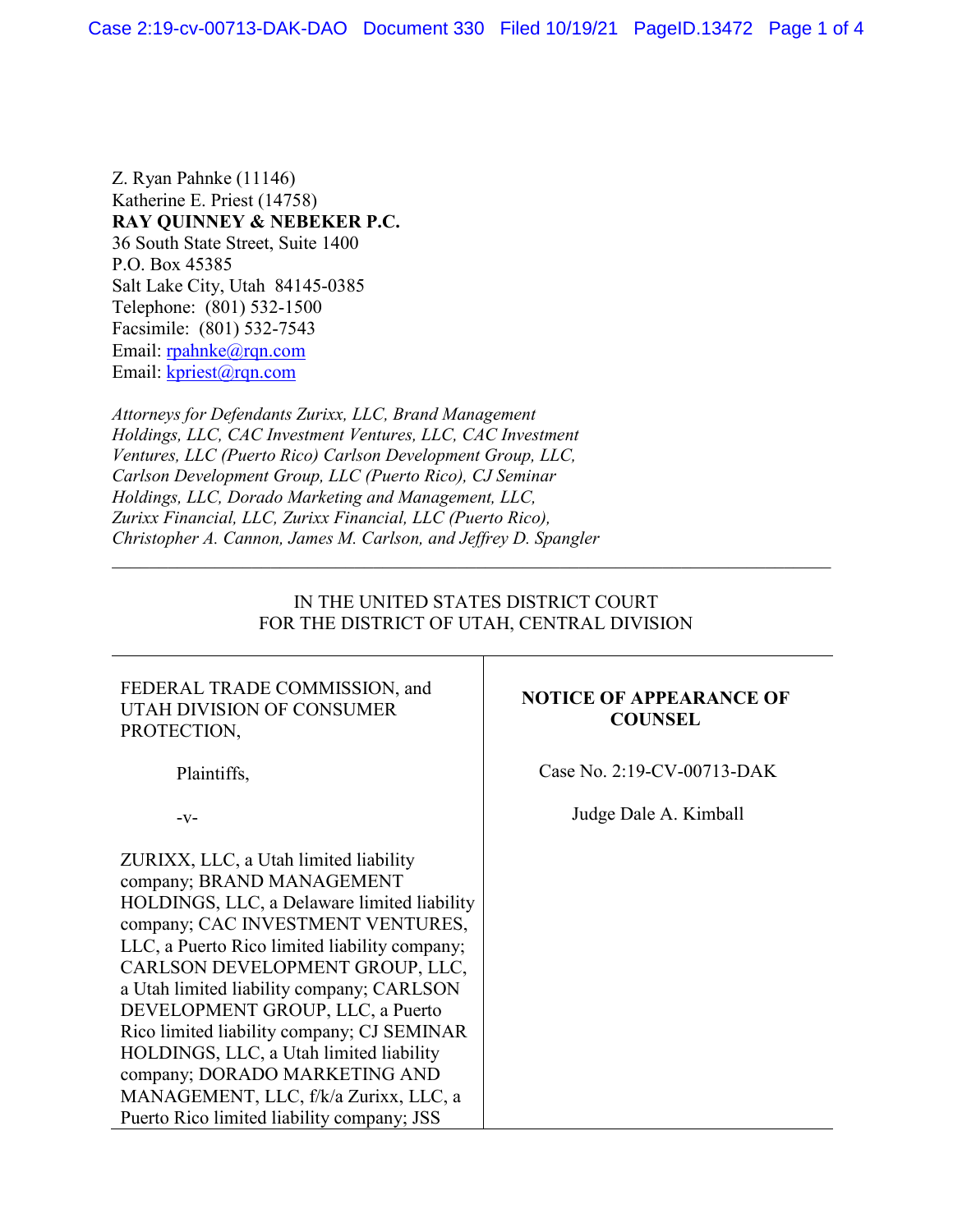Z. Ryan Pahnke (11146)
Katherine E. Priest (14758)
**RAY QUINNEY & NEBEKER P.C.**
36 South State Street, Suite 1400
P.O. Box 45385
Salt Lake City, Utah 84145-0385
Telephone: (801) 532-1500
Facsimile: (801) 532-7543
Email: rpahnke@rqn.com
Email: kpriest@rqn.com

*Attorneys for Defendants Zurixx, LLC, Brand Management Holdings, LLC, CAC Investment Ventures, LLC, CAC Investment Ventures, LLC (Puerto Rico) Carlson Development Group, LLC, Carlson Development Group, LLC (Puerto Rico), CJ Seminar Holdings, LLC, Dorado Marketing and Management, LLC, Zurixx Financial, LLC, Zurixx Financial, LLC (Puerto Rico), Christopher A. Cannon, James M. Carlson, and Jeffrey D. Spangler*

IN THE UNITED STATES DISTRICT COURT
FOR THE DISTRICT OF UTAH, CENTRAL DIVISION

| | |
|---|---|
| FEDERAL TRADE COMMISSION, and UTAH DIVISION OF CONSUMER PROTECTION,<br><br>Plaintiffs,<br><br>-v-<br><br>ZURIXX, LLC, a Utah limited liability company; BRAND MANAGEMENT HOLDINGS, LLC, a Delaware limited liability company; CAC INVESTMENT VENTURES, LLC, a Puerto Rico limited liability company; CARLSON DEVELOPMENT GROUP, LLC, a Utah limited liability company; CARLSON DEVELOPMENT GROUP, LLC, a Puerto Rico limited liability company; CJ SEMINAR HOLDINGS, LLC, a Utah limited liability company; DORADO MARKETING AND MANAGEMENT, LLC, f/k/a Zurixx, LLC, a Puerto Rico limited liability company; JSS | **NOTICE OF APPEARANCE OF COUNSEL**<br><br>Case No. 2:19-CV-00713-DAK<br><br>Judge Dale A. Kimball |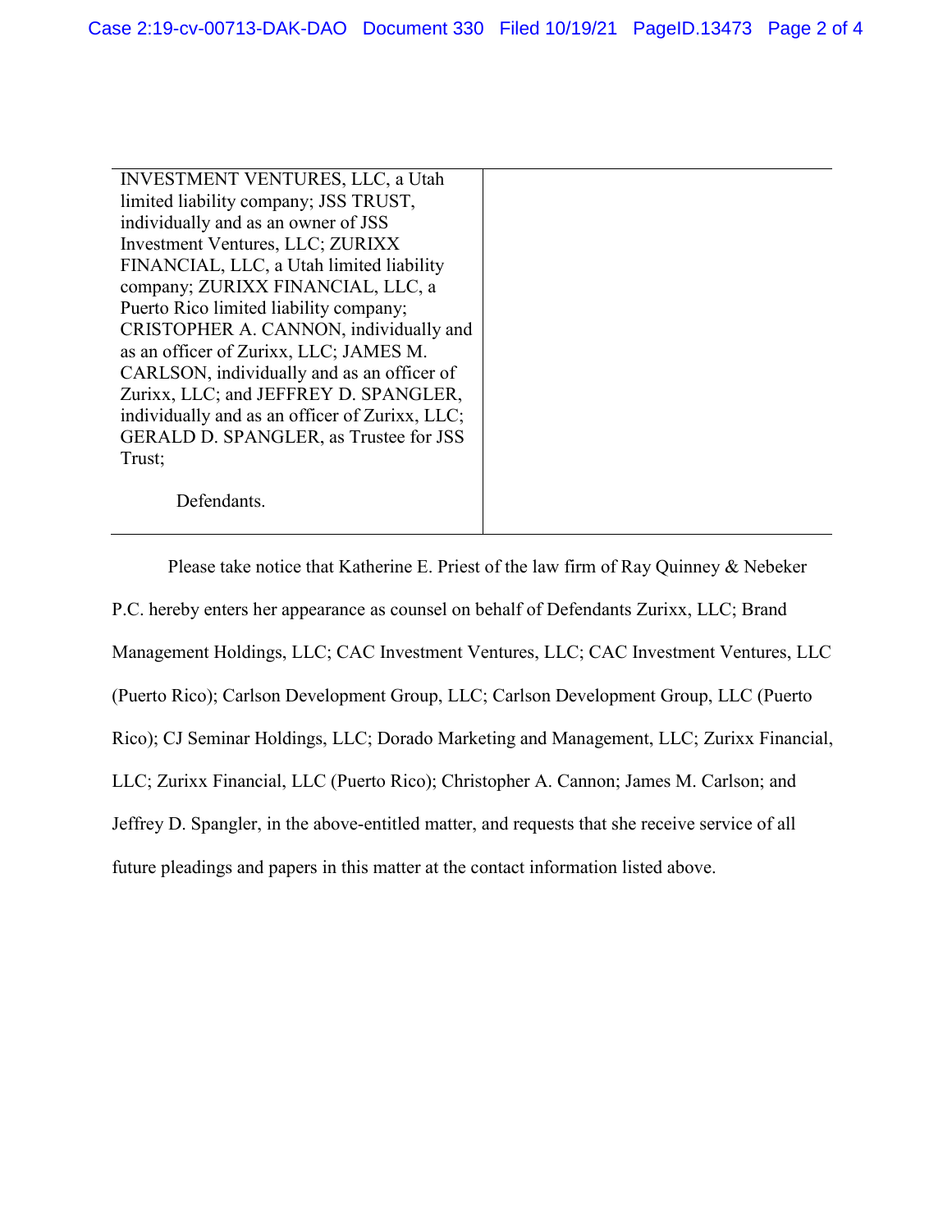| | |
|---|---|
| INVESTMENT VENTURES, LLC, a Utah limited liability company; JSS TRUST, individually and as an owner of JSS Investment Ventures, LLC; ZURIXX FINANCIAL, LLC, a Utah limited liability company; ZURIXX FINANCIAL, LLC, a Puerto Rico limited liability company; CRISTOPHER A. CANNON, individually and as an officer of Zurixx, LLC; JAMES M. CARLSON, individually and as an officer of Zurixx, LLC; and JEFFREY D. SPANGLER, individually and as an officer of Zurixx, LLC; GERALD D. SPANGLER, as Trustee for JSS Trust;<br><br>Defendants. | |

Please take notice that Katherine E. Priest of the law firm of Ray Quinney & Nebeker P.C. hereby enters her appearance as counsel on behalf of Defendants Zurixx, LLC; Brand Management Holdings, LLC; CAC Investment Ventures, LLC; CAC Investment Ventures, LLC (Puerto Rico); Carlson Development Group, LLC; Carlson Development Group, LLC (Puerto Rico); CJ Seminar Holdings, LLC; Dorado Marketing and Management, LLC; Zurixx Financial, LLC; Zurixx Financial, LLC (Puerto Rico); Christopher A. Cannon; James M. Carlson; and Jeffrey D. Spangler, in the above-entitled matter, and requests that she receive service of all future pleadings and papers in this matter at the contact information listed above.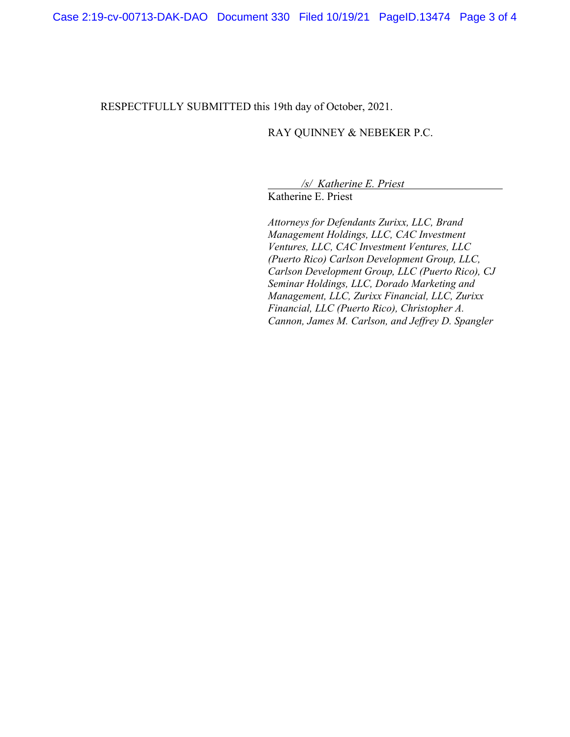RESPECTFULLY SUBMITTED this 19th day of October, 2021.

RAY QUINNEY & NEBEKER P.C.

*/s/ Katherine E. Priest*
Katherine E. Priest

*Attorneys for Defendants Zurixx, LLC, Brand Management Holdings, LLC, CAC Investment Ventures, LLC, CAC Investment Ventures, LLC (Puerto Rico) Carlson Development Group, LLC, Carlson Development Group, LLC (Puerto Rico), CJ Seminar Holdings, LLC, Dorado Marketing and Management, LLC, Zurixx Financial, LLC, Zurixx Financial, LLC (Puerto Rico), Christopher A. Cannon, James M. Carlson, and Jeffrey D. Spangler*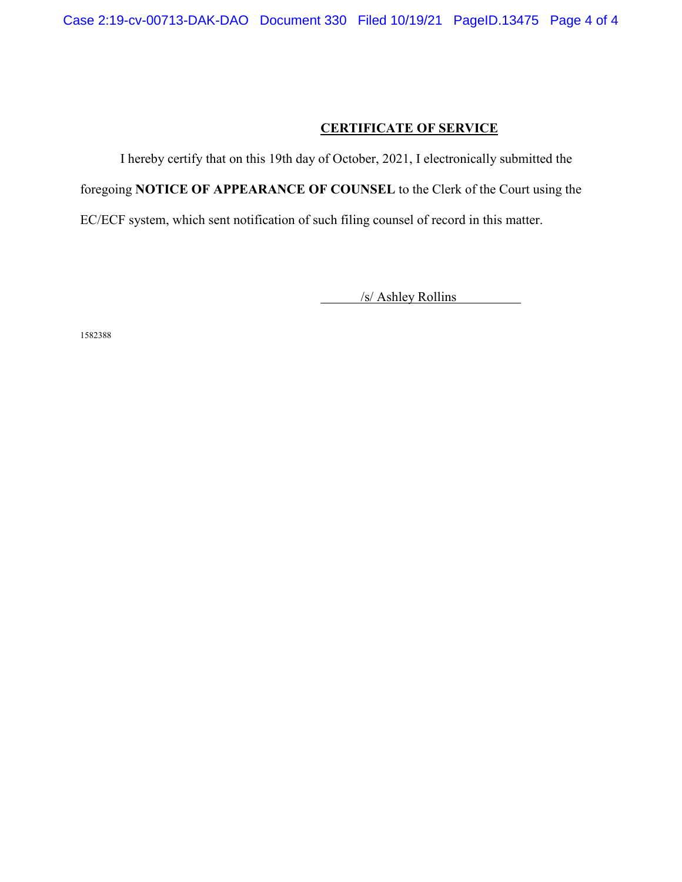# CERTIFICATE OF SERVICE

I hereby certify that on this 19th day of October, 2021, I electronically submitted the foregoing **NOTICE OF APPEARANCE OF COUNSEL** to the Clerk of the Court using the EC/ECF system, which sent notification of such filing counsel of record in this matter.

/s/ Ashley Rollins

1582388